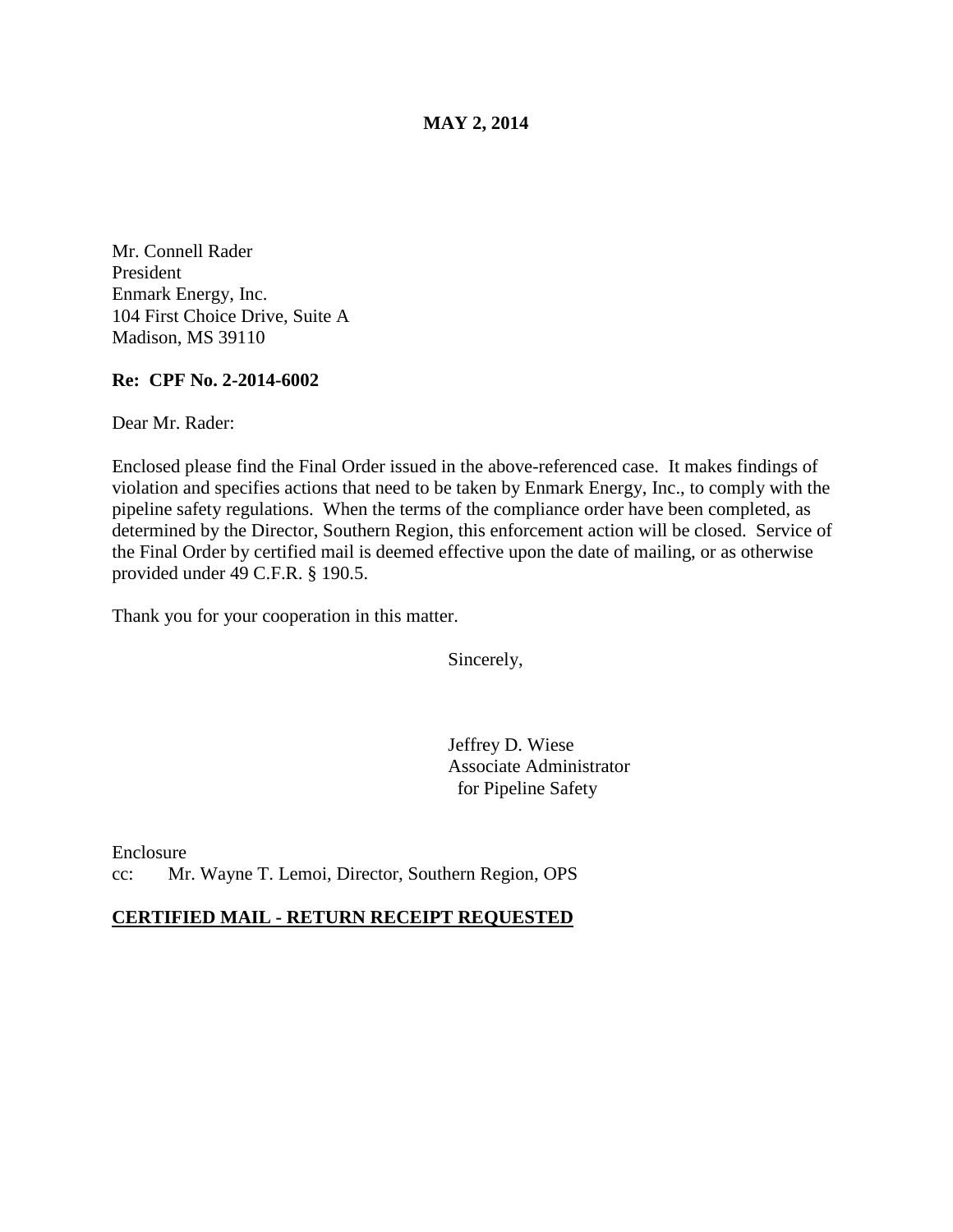**MAY 2, 2014**

Mr. Connell Rader
President
Enmark Energy, Inc.
104 First Choice Drive, Suite A
Madison, MS 39110

**Re: CPF No. 2-2014-6002**

Dear Mr. Rader:

Enclosed please find the Final Order issued in the above-referenced case. It makes findings of violation and specifies actions that need to be taken by Enmark Energy, Inc., to comply with the pipeline safety regulations. When the terms of the compliance order have been completed, as determined by the Director, Southern Region, this enforcement action will be closed. Service of the Final Order by certified mail is deemed effective upon the date of mailing, or as otherwise provided under 49 C.F.R. § 190.5.

Thank you for your cooperation in this matter.

Sincerely,

Jeffrey D. Wiese
Associate Administrator
for Pipeline Safety

Enclosure
cc: Mr. Wayne T. Lemoi, Director, Southern Region, OPS

**CERTIFIED MAIL - RETURN RECEIPT REQUESTED**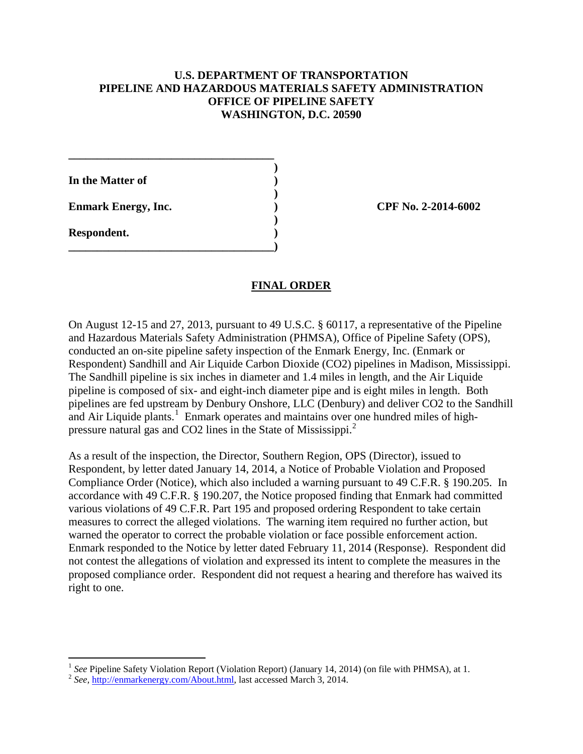**U.S. DEPARTMENT OF TRANSPORTATION**
**PIPELINE AND HAZARDOUS MATERIALS SAFETY ADMINISTRATION**
**OFFICE OF PIPELINE SAFETY**
**WASHINGTON, D.C. 20590**

| | | |
|---|---|---|
| **In the Matter of** | ) | |
| | ) | |
| **Enmark Energy, Inc.** | ) | **CPF No. 2-2014-6002** |
| | ) | |
| **Respondent.** | ) | |

## FINAL ORDER

On August 12-15 and 27, 2013, pursuant to 49 U.S.C. § 60117, a representative of the Pipeline and Hazardous Materials Safety Administration (PHMSA), Office of Pipeline Safety (OPS), conducted an on-site pipeline safety inspection of the Enmark Energy, Inc. (Enmark or Respondent) Sandhill and Air Liquide Carbon Dioxide ($CO_2$) pipelines in Madison, Mississippi. The Sandhill pipeline is six inches in diameter and 1.4 miles in length, and the Air Liquide pipeline is composed of six- and eight-inch diameter pipe and is eight miles in length. Both pipelines are fed upstream by Denbury Onshore, LLC (Denbury) and deliver $CO_2$ to the Sandhill and Air Liquide plants.[1] Enmark operates and maintains over one hundred miles of high-pressure natural gas and $CO_2$ lines in the State of Mississippi.[2]

As a result of the inspection, the Director, Southern Region, OPS (Director), issued to Respondent, by letter dated January 14, 2014, a Notice of Probable Violation and Proposed Compliance Order (Notice), which also included a warning pursuant to 49 C.F.R. § 190.205. In accordance with 49 C.F.R. § 190.207, the Notice proposed finding that Enmark had committed various violations of 49 C.F.R. Part 195 and proposed ordering Respondent to take certain measures to correct the alleged violations. The warning item required no further action, but warned the operator to correct the probable violation or face possible enforcement action. Enmark responded to the Notice by letter dated February 11, 2014 (Response). Respondent did not contest the allegations of violation and expressed its intent to complete the measures in the proposed compliance order. Respondent did not request a hearing and therefore has waived its right to one.

---

[1] *See* Pipeline Safety Violation Report (Violation Report) (January 14, 2014) (on file with PHMSA), at 1.

[2] *See*, http://enmarkenergy.com/About.html, last accessed March 3, 2014.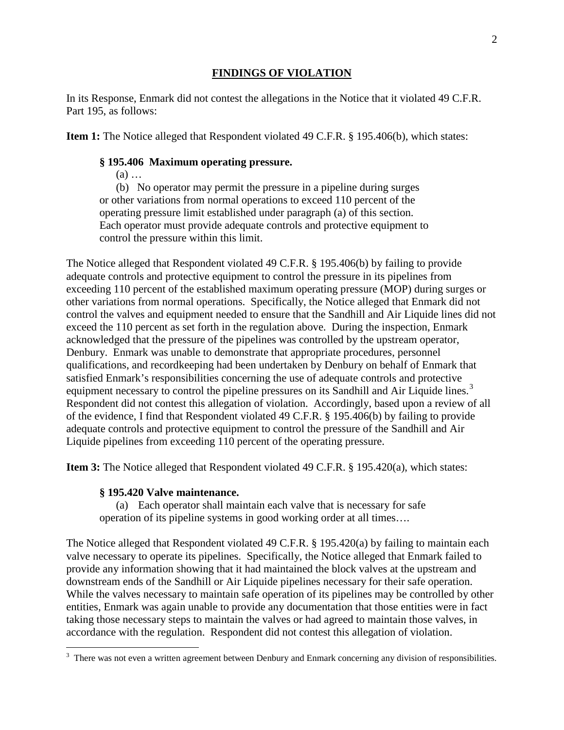## FINDINGS OF VIOLATION

In its Response, Enmark did not contest the allegations in the Notice that it violated 49 C.F.R. Part 195, as follows:

**Item 1:** The Notice alleged that Respondent violated 49 C.F.R. § 195.406(b), which states:

> **§ 195.406 Maximum operating pressure.**
>
> (a) …
>
> (b) No operator may permit the pressure in a pipeline during surges or other variations from normal operations to exceed 110 percent of the operating pressure limit established under paragraph (a) of this section. Each operator must provide adequate controls and protective equipment to control the pressure within this limit.

The Notice alleged that Respondent violated 49 C.F.R. § 195.406(b) by failing to provide adequate controls and protective equipment to control the pressure in its pipelines from exceeding 110 percent of the established maximum operating pressure (MOP) during surges or other variations from normal operations. Specifically, the Notice alleged that Enmark did not control the valves and equipment needed to ensure that the Sandhill and Air Liquide lines did not exceed the 110 percent as set forth in the regulation above. During the inspection, Enmark acknowledged that the pressure of the pipelines was controlled by the upstream operator, Denbury. Enmark was unable to demonstrate that appropriate procedures, personnel qualifications, and recordkeeping had been undertaken by Denbury on behalf of Enmark that satisfied Enmark's responsibilities concerning the use of adequate controls and protective equipment necessary to control the pipeline pressures on its Sandhill and Air Liquide lines.[3] Respondent did not contest this allegation of violation. Accordingly, based upon a review of all of the evidence, I find that Respondent violated 49 C.F.R. § 195.406(b) by failing to provide adequate controls and protective equipment to control the pressure of the Sandhill and Air Liquide pipelines from exceeding 110 percent of the operating pressure.

**Item 3:** The Notice alleged that Respondent violated 49 C.F.R. § 195.420(a), which states:

> **§ 195.420 Valve maintenance.**
>
> (a) Each operator shall maintain each valve that is necessary for safe operation of its pipeline systems in good working order at all times….

The Notice alleged that Respondent violated 49 C.F.R. § 195.420(a) by failing to maintain each valve necessary to operate its pipelines. Specifically, the Notice alleged that Enmark failed to provide any information showing that it had maintained the block valves at the upstream and downstream ends of the Sandhill or Air Liquide pipelines necessary for their safe operation. While the valves necessary to maintain safe operation of its pipelines may be controlled by other entities, Enmark was again unable to provide any documentation that those entities were in fact taking those necessary steps to maintain the valves or had agreed to maintain those valves, in accordance with the regulation. Respondent did not contest this allegation of violation.

[3] There was not even a written agreement between Denbury and Enmark concerning any division of responsibilities.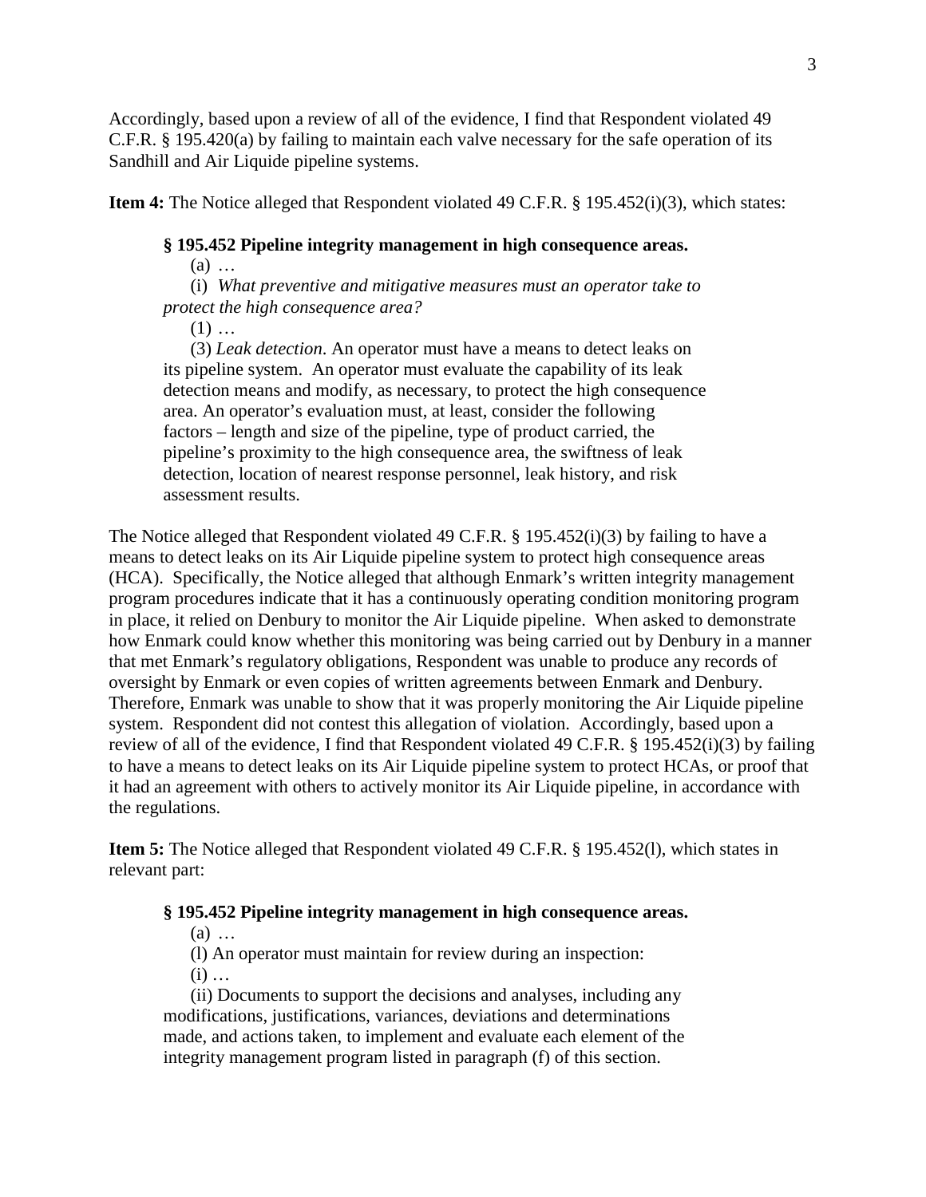Accordingly, based upon a review of all of the evidence, I find that Respondent violated 49 C.F.R. § 195.420(a) by failing to maintain each valve necessary for the safe operation of its Sandhill and Air Liquide pipeline systems.

**Item 4:** The Notice alleged that Respondent violated 49 C.F.R. § 195.452(i)(3), which states:

> **§ 195.452 Pipeline integrity management in high consequence areas.**
>
> (a) …
>
> (i) *What preventive and mitigative measures must an operator take to protect the high consequence area?*
>
> (1) …
>
> (3) *Leak detection*. An operator must have a means to detect leaks on its pipeline system. An operator must evaluate the capability of its leak detection means and modify, as necessary, to protect the high consequence area. An operator's evaluation must, at least, consider the following factors – length and size of the pipeline, type of product carried, the pipeline's proximity to the high consequence area, the swiftness of leak detection, location of nearest response personnel, leak history, and risk assessment results.

The Notice alleged that Respondent violated 49 C.F.R. § 195.452(i)(3) by failing to have a means to detect leaks on its Air Liquide pipeline system to protect high consequence areas (HCA). Specifically, the Notice alleged that although Enmark's written integrity management program procedures indicate that it has a continuously operating condition monitoring program in place, it relied on Denbury to monitor the Air Liquide pipeline. When asked to demonstrate how Enmark could know whether this monitoring was being carried out by Denbury in a manner that met Enmark's regulatory obligations, Respondent was unable to produce any records of oversight by Enmark or even copies of written agreements between Enmark and Denbury. Therefore, Enmark was unable to show that it was properly monitoring the Air Liquide pipeline system. Respondent did not contest this allegation of violation. Accordingly, based upon a review of all of the evidence, I find that Respondent violated 49 C.F.R. § 195.452(i)(3) by failing to have a means to detect leaks on its Air Liquide pipeline system to protect HCAs, or proof that it had an agreement with others to actively monitor its Air Liquide pipeline, in accordance with the regulations.

**Item 5:** The Notice alleged that Respondent violated 49 C.F.R. § 195.452(l), which states in relevant part:

> **§ 195.452 Pipeline integrity management in high consequence areas.**
>
> (a) …
>
> (l) An operator must maintain for review during an inspection:
>
> (i) …
>
> (ii) Documents to support the decisions and analyses, including any modifications, justifications, variances, deviations and determinations made, and actions taken, to implement and evaluate each element of the integrity management program listed in paragraph (f) of this section.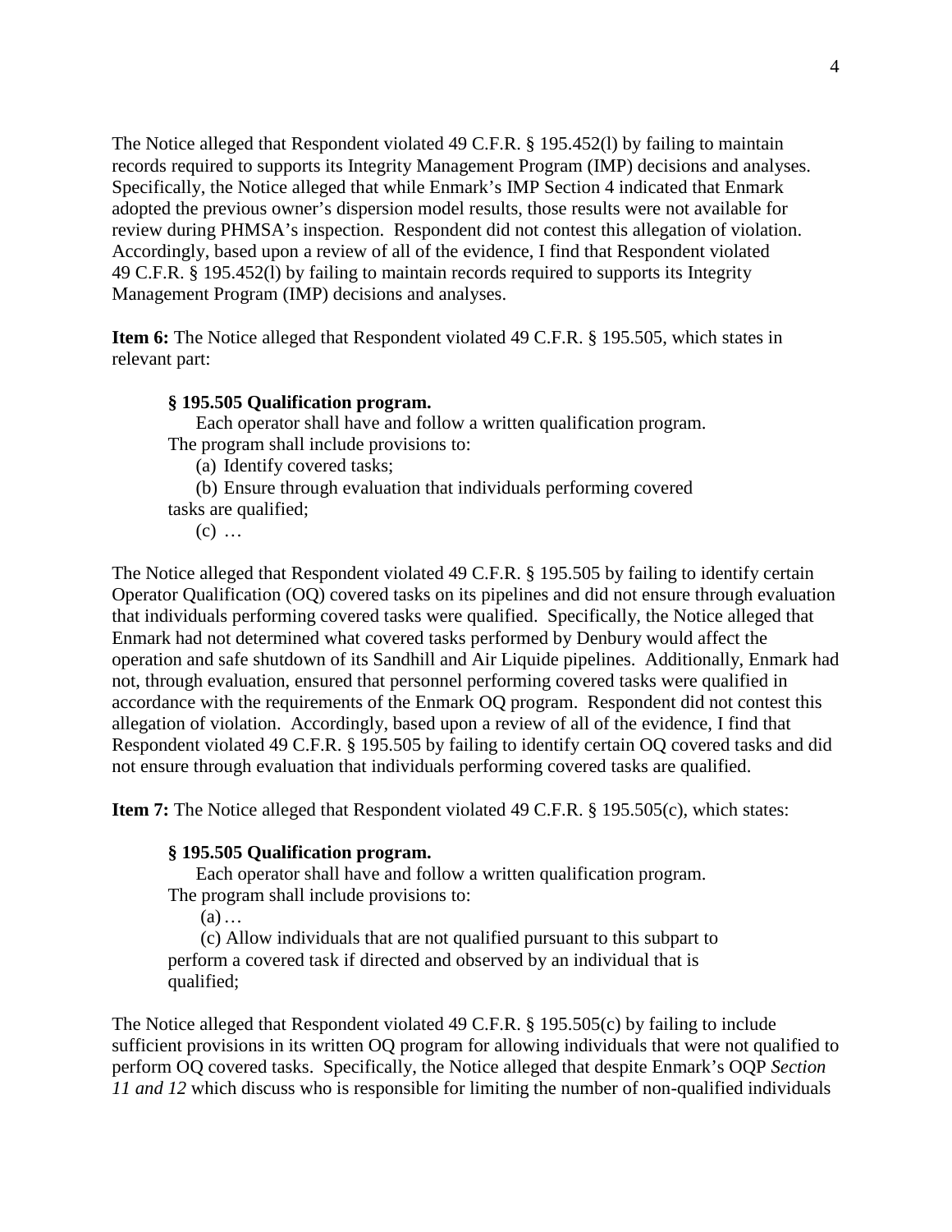The Notice alleged that Respondent violated 49 C.F.R. § 195.452(l) by failing to maintain records required to supports its Integrity Management Program (IMP) decisions and analyses. Specifically, the Notice alleged that while Enmark's IMP Section 4 indicated that Enmark adopted the previous owner's dispersion model results, those results were not available for review during PHMSA's inspection. Respondent did not contest this allegation of violation. Accordingly, based upon a review of all of the evidence, I find that Respondent violated 49 C.F.R. § 195.452(l) by failing to maintain records required to supports its Integrity Management Program (IMP) decisions and analyses.

**Item 6:** The Notice alleged that Respondent violated 49 C.F.R. § 195.505, which states in relevant part:

> **§ 195.505 Qualification program.**
>
> Each operator shall have and follow a written qualification program. The program shall include provisions to:
>
> (a) Identify covered tasks;
>
> (b) Ensure through evaluation that individuals performing covered tasks are qualified;
>
> (c) …

The Notice alleged that Respondent violated 49 C.F.R. § 195.505 by failing to identify certain Operator Qualification (OQ) covered tasks on its pipelines and did not ensure through evaluation that individuals performing covered tasks were qualified. Specifically, the Notice alleged that Enmark had not determined what covered tasks performed by Denbury would affect the operation and safe shutdown of its Sandhill and Air Liquide pipelines. Additionally, Enmark had not, through evaluation, ensured that personnel performing covered tasks were qualified in accordance with the requirements of the Enmark OQ program. Respondent did not contest this allegation of violation. Accordingly, based upon a review of all of the evidence, I find that Respondent violated 49 C.F.R. § 195.505 by failing to identify certain OQ covered tasks and did not ensure through evaluation that individuals performing covered tasks are qualified.

**Item 7:** The Notice alleged that Respondent violated 49 C.F.R. § 195.505(c), which states:

> **§ 195.505 Qualification program.**
>
> Each operator shall have and follow a written qualification program. The program shall include provisions to:
>
> (a)…
>
> (c) Allow individuals that are not qualified pursuant to this subpart to perform a covered task if directed and observed by an individual that is qualified;

The Notice alleged that Respondent violated 49 C.F.R. § 195.505(c) by failing to include sufficient provisions in its written OQ program for allowing individuals that were not qualified to perform OQ covered tasks. Specifically, the Notice alleged that despite Enmark's OQP *Section 11 and 12* which discuss who is responsible for limiting the number of non-qualified individuals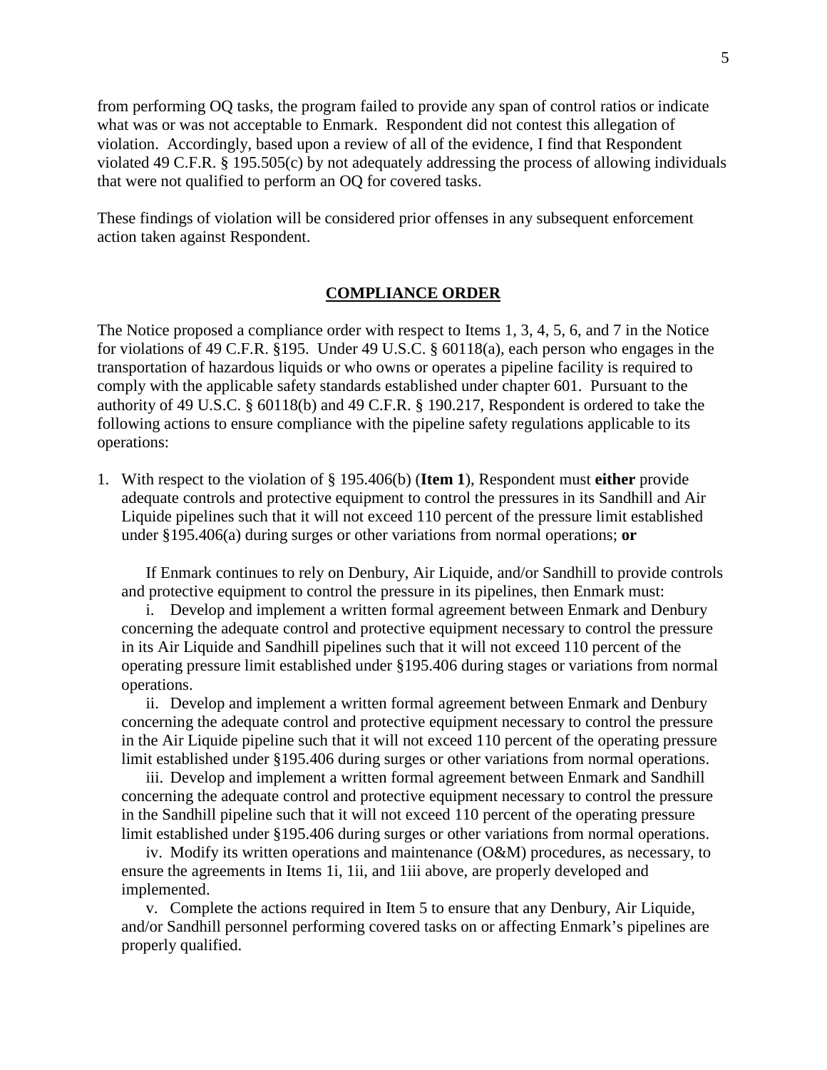from performing OQ tasks, the program failed to provide any span of control ratios or indicate what was or was not acceptable to Enmark. Respondent did not contest this allegation of violation. Accordingly, based upon a review of all of the evidence, I find that Respondent violated 49 C.F.R. § 195.505(c) by not adequately addressing the process of allowing individuals that were not qualified to perform an OQ for covered tasks.

These findings of violation will be considered prior offenses in any subsequent enforcement action taken against Respondent.

## COMPLIANCE ORDER

The Notice proposed a compliance order with respect to Items 1, 3, 4, 5, 6, and 7 in the Notice for violations of 49 C.F.R. §195. Under 49 U.S.C. § 60118(a), each person who engages in the transportation of hazardous liquids or who owns or operates a pipeline facility is required to comply with the applicable safety standards established under chapter 601. Pursuant to the authority of 49 U.S.C. § 60118(b) and 49 C.F.R. § 190.217, Respondent is ordered to take the following actions to ensure compliance with the pipeline safety regulations applicable to its operations:

1. With respect to the violation of § 195.406(b) (**Item 1**), Respondent must **either** provide adequate controls and protective equipment to control the pressures in its Sandhill and Air Liquide pipelines such that it will not exceed 110 percent of the pressure limit established under §195.406(a) during surges or other variations from normal operations; **or**

   If Enmark continues to rely on Denbury, Air Liquide, and/or Sandhill to provide controls and protective equipment to control the pressure in its pipelines, then Enmark must:

   i. Develop and implement a written formal agreement between Enmark and Denbury concerning the adequate control and protective equipment necessary to control the pressure in its Air Liquide and Sandhill pipelines such that it will not exceed 110 percent of the operating pressure limit established under §195.406 during stages or variations from normal operations.

   ii. Develop and implement a written formal agreement between Enmark and Denbury concerning the adequate control and protective equipment necessary to control the pressure in the Air Liquide pipeline such that it will not exceed 110 percent of the operating pressure limit established under §195.406 during surges or other variations from normal operations.

   iii. Develop and implement a written formal agreement between Enmark and Sandhill concerning the adequate control and protective equipment necessary to control the pressure in the Sandhill pipeline such that it will not exceed 110 percent of the operating pressure limit established under §195.406 during surges or other variations from normal operations.

   iv. Modify its written operations and maintenance (O&M) procedures, as necessary, to ensure the agreements in Items 1i, 1ii, and 1iii above, are properly developed and implemented.

   v. Complete the actions required in Item 5 to ensure that any Denbury, Air Liquide, and/or Sandhill personnel performing covered tasks on or affecting Enmark's pipelines are properly qualified.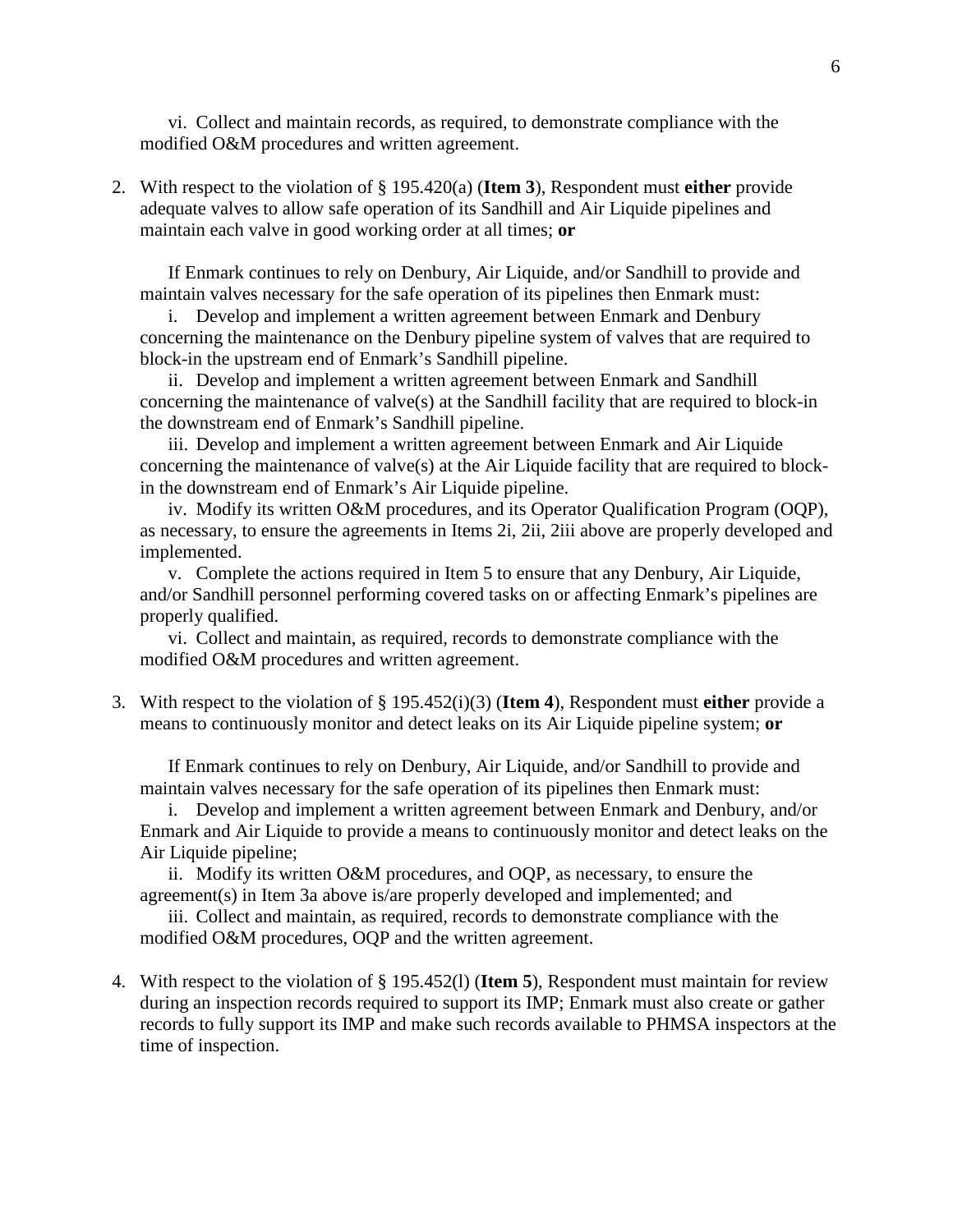vi. Collect and maintain records, as required, to demonstrate compliance with the modified O&M procedures and written agreement.

2. With respect to the violation of § 195.420(a) (**Item 3**), Respondent must **either** provide adequate valves to allow safe operation of its Sandhill and Air Liquide pipelines and maintain each valve in good working order at all times; **or**

   If Enmark continues to rely on Denbury, Air Liquide, and/or Sandhill to provide and maintain valves necessary for the safe operation of its pipelines then Enmark must:

   i. Develop and implement a written agreement between Enmark and Denbury concerning the maintenance on the Denbury pipeline system of valves that are required to block-in the upstream end of Enmark's Sandhill pipeline.

   ii. Develop and implement a written agreement between Enmark and Sandhill concerning the maintenance of valve(s) at the Sandhill facility that are required to block-in the downstream end of Enmark's Sandhill pipeline.

   iii. Develop and implement a written agreement between Enmark and Air Liquide concerning the maintenance of valve(s) at the Air Liquide facility that are required to block-in the downstream end of Enmark's Air Liquide pipeline.

   iv. Modify its written O&M procedures, and its Operator Qualification Program (OQP), as necessary, to ensure the agreements in Items 2i, 2ii, 2iii above are properly developed and implemented.

   v. Complete the actions required in Item 5 to ensure that any Denbury, Air Liquide, and/or Sandhill personnel performing covered tasks on or affecting Enmark's pipelines are properly qualified.

   vi. Collect and maintain, as required, records to demonstrate compliance with the modified O&M procedures and written agreement.

3. With respect to the violation of § 195.452(i)(3) (**Item 4**), Respondent must **either** provide a means to continuously monitor and detect leaks on its Air Liquide pipeline system; **or**

   If Enmark continues to rely on Denbury, Air Liquide, and/or Sandhill to provide and maintain valves necessary for the safe operation of its pipelines then Enmark must:

   i. Develop and implement a written agreement between Enmark and Denbury, and/or Enmark and Air Liquide to provide a means to continuously monitor and detect leaks on the Air Liquide pipeline;

   ii. Modify its written O&M procedures, and OQP, as necessary, to ensure the agreement(s) in Item 3a above is/are properly developed and implemented; and

   iii. Collect and maintain, as required, records to demonstrate compliance with the modified O&M procedures, OQP and the written agreement.

4. With respect to the violation of § 195.452(l) (**Item 5**), Respondent must maintain for review during an inspection records required to support its IMP; Enmark must also create or gather records to fully support its IMP and make such records available to PHMSA inspectors at the time of inspection.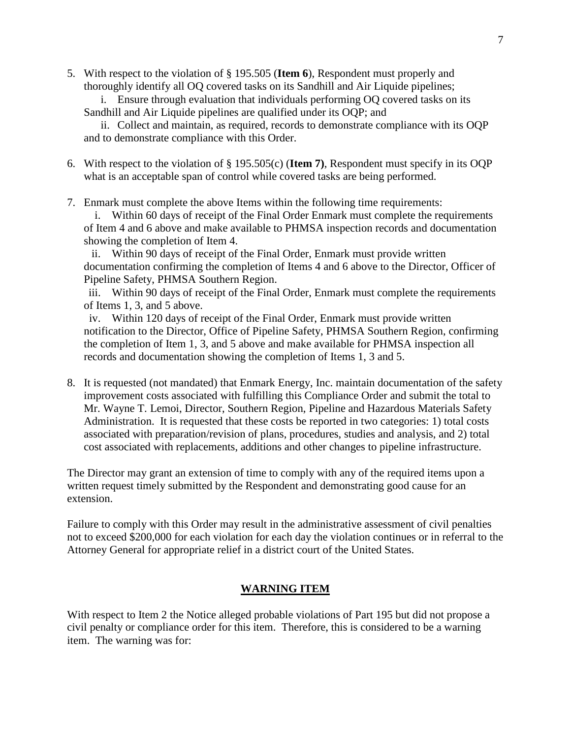5. With respect to the violation of § 195.505 (**Item 6**), Respondent must properly and thoroughly identify all OQ covered tasks on its Sandhill and Air Liquide pipelines;

   i. Ensure through evaluation that individuals performing OQ covered tasks on its Sandhill and Air Liquide pipelines are qualified under its OQP; and

   ii. Collect and maintain, as required, records to demonstrate compliance with its OQP and to demonstrate compliance with this Order.

6. With respect to the violation of § 195.505(c) (**Item 7)**, Respondent must specify in its OQP what is an acceptable span of control while covered tasks are being performed.

7. Enmark must complete the above Items within the following time requirements:

   i. Within 60 days of receipt of the Final Order Enmark must complete the requirements of Item 4 and 6 above and make available to PHMSA inspection records and documentation showing the completion of Item 4.

   ii. Within 90 days of receipt of the Final Order, Enmark must provide written documentation confirming the completion of Items 4 and 6 above to the Director, Officer of Pipeline Safety, PHMSA Southern Region.

   iii. Within 90 days of receipt of the Final Order, Enmark must complete the requirements of Items 1, 3, and 5 above.

   iv. Within 120 days of receipt of the Final Order, Enmark must provide written notification to the Director, Office of Pipeline Safety, PHMSA Southern Region, confirming the completion of Item 1, 3, and 5 above and make available for PHMSA inspection all records and documentation showing the completion of Items 1, 3 and 5.

8. It is requested (not mandated) that Enmark Energy, Inc. maintain documentation of the safety improvement costs associated with fulfilling this Compliance Order and submit the total to Mr. Wayne T. Lemoi, Director, Southern Region, Pipeline and Hazardous Materials Safety Administration. It is requested that these costs be reported in two categories: 1) total costs associated with preparation/revision of plans, procedures, studies and analysis, and 2) total cost associated with replacements, additions and other changes to pipeline infrastructure.

The Director may grant an extension of time to comply with any of the required items upon a written request timely submitted by the Respondent and demonstrating good cause for an extension.

Failure to comply with this Order may result in the administrative assessment of civil penalties not to exceed $200,000 for each violation for each day the violation continues or in referral to the Attorney General for appropriate relief in a district court of the United States.

## WARNING ITEM

With respect to Item 2 the Notice alleged probable violations of Part 195 but did not propose a civil penalty or compliance order for this item. Therefore, this is considered to be a warning item. The warning was for: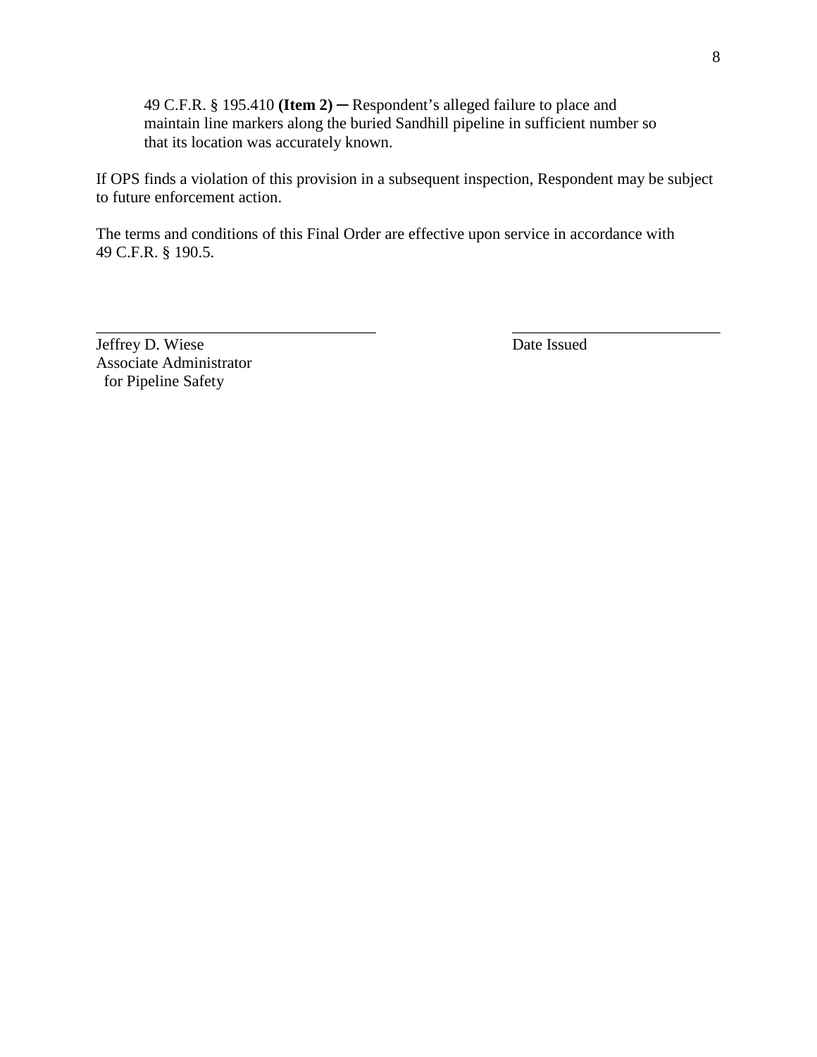49 C.F.R. § 195.410 **(Item 2)** ─ Respondent's alleged failure to place and maintain line markers along the buried Sandhill pipeline in sufficient number so that its location was accurately known.

If OPS finds a violation of this provision in a subsequent inspection, Respondent may be subject to future enforcement action.

The terms and conditions of this Final Order are effective upon service in accordance with 49 C.F.R. § 190.5.

\_\_\_\_\_\_\_\_\_\_\_\_\_\_\_\_\_\_\_\_\_\_\_\_\_\_\_\_\_\_\_\_\_\_\_ \_\_\_\_\_\_\_\_\_\_\_\_\_\_\_\_\_\_\_\_\_\_\_\_\_\_

Jeffrey D. Wiese  
Associate Administrator  
for Pipeline Safety

Date Issued